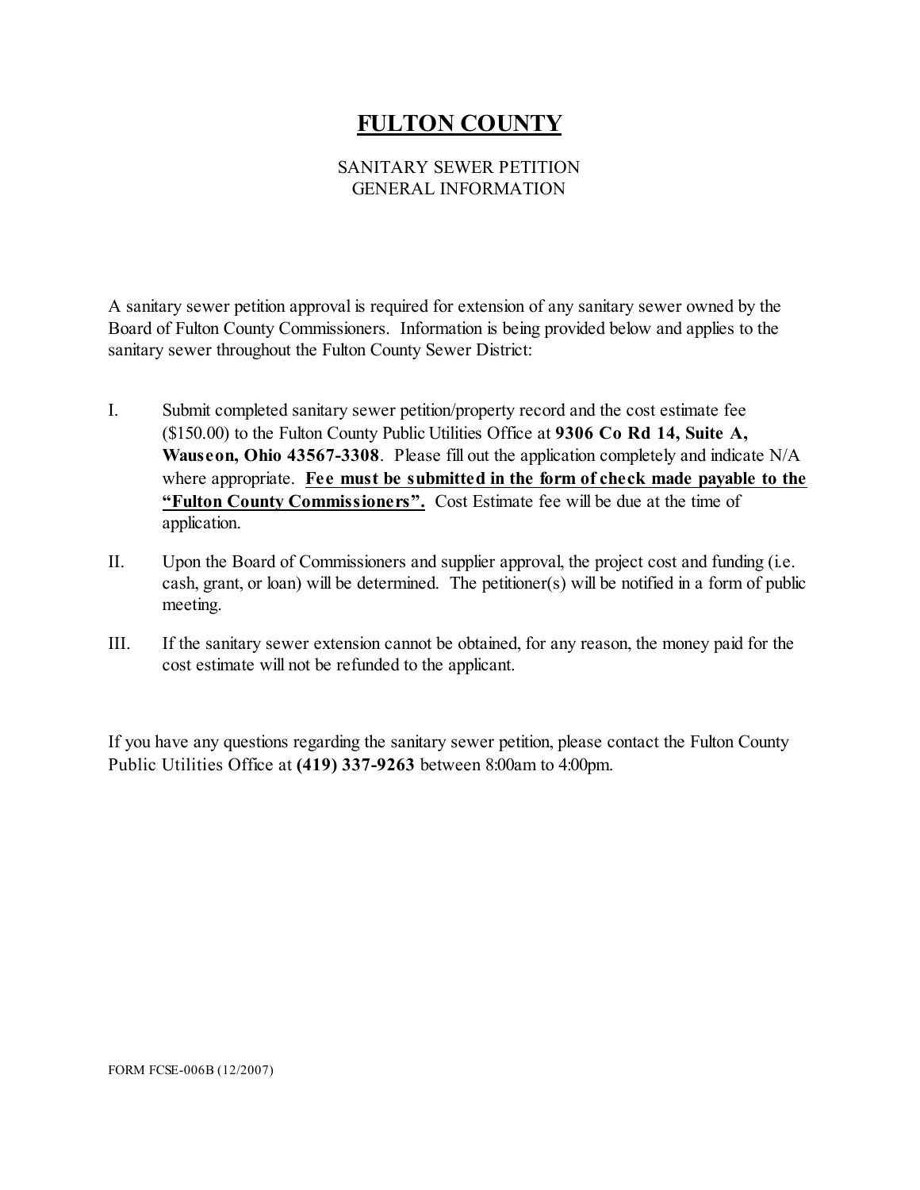# FULTON COUNTY

SANITARY SEWER PETITION
GENERAL INFORMATION

A sanitary sewer petition approval is required for extension of any sanitary sewer owned by the Board of Fulton County Commissioners. Information is being provided below and applies to the sanitary sewer throughout the Fulton County Sewer District:

I. Submit completed sanitary sewer petition/property record and the cost estimate fee ($150.00) to the Fulton County Public Utilities Office at **9306 Co Rd 14, Suite A, Wauseon, Ohio 43567-3308**. Please fill out the application completely and indicate N/A where appropriate. **Fee must be submitted in the form of check made payable to the "Fulton County Commissioners".** Cost Estimate fee will be due at the time of application.

II. Upon the Board of Commissioners and supplier approval, the project cost and funding (i.e. cash, grant, or loan) will be determined. The petitioner(s) will be notified in a form of public meeting.

III. If the sanitary sewer extension cannot be obtained, for any reason, the money paid for the cost estimate will not be refunded to the applicant.

If you have any questions regarding the sanitary sewer petition, please contact the Fulton County Public Utilities Office at **(419) 337-9263** between 8:00am to 4:00pm.

FORM FCSE-006B (12/2007)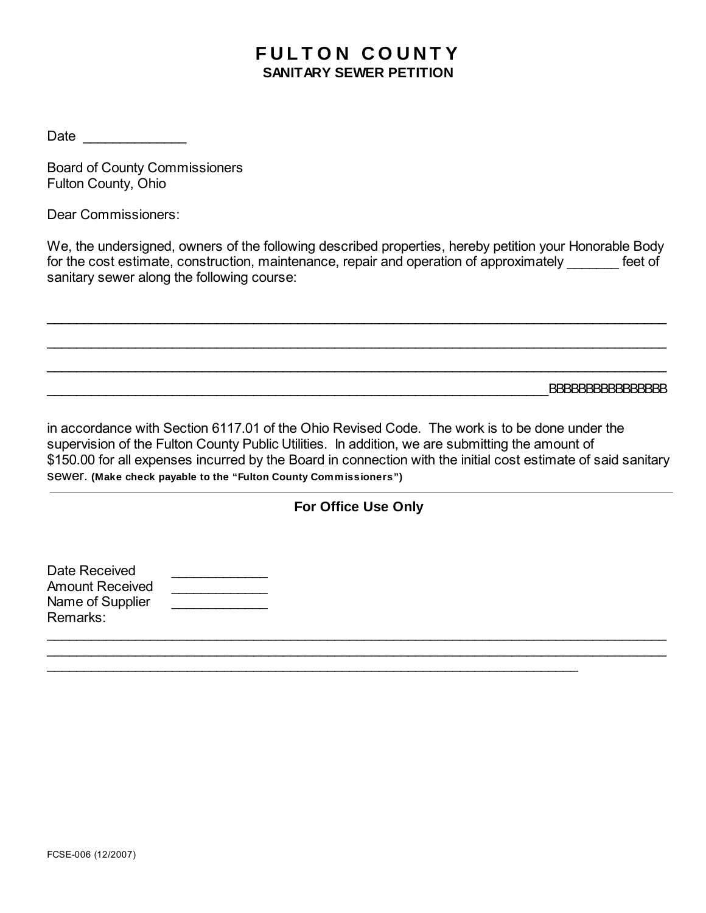# FULTON COUNTY
## SANITARY SEWER PETITION

Date _____________

Board of County Commissioners
Fulton County, Ohio

Dear Commissioners:

We, the undersigned, owners of the following described properties, hereby petition your Honorable Body for the cost estimate, construction, maintenance, repair and operation of approximately _______ feet of sanitary sewer along the following course:

_______________________________________________________________________________

_______________________________________________________________________________

_______________________________________________________________________________

_______________________________________________________________BBBBBBBBBBBBBBBB

in accordance with Section 6117.01 of the Ohio Revised Code. The work is to be done under the supervision of the Fulton County Public Utilities. In addition, we are submitting the amount of $150.00 for all expenses incurred by the Board in connection with the initial cost estimate of said sanitary sewer. **(Make check payable to the "Fulton County Commissioners")**

---

**For Office Use Only**

Date Received ____________
Amount Received ____________
Name of Supplier ____________
Remarks:

_______________________________________________________________________________

_______________________________________________________________________________

_________________________________________________________________

FCSE-006 (12/2007)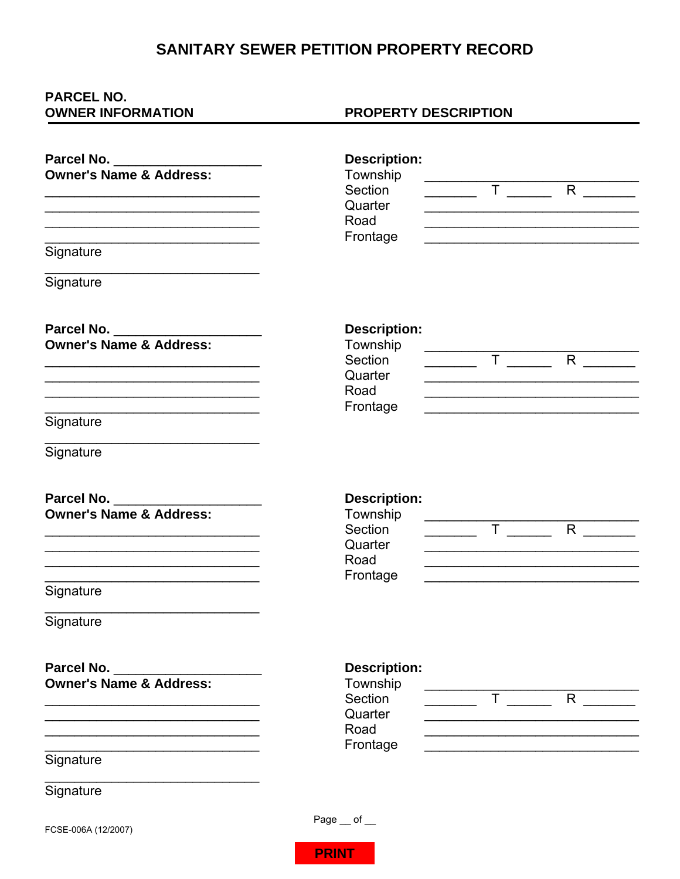# SANITARY SEWER PETITION PROPERTY RECORD

**PARCEL NO.**
**OWNER INFORMATION** | **PROPERTY DESCRIPTION**

---

**Parcel No.** ____________________
**Owner's Name & Address:**
______________________________
______________________________
______________________________
______________________________
Signature
______________________________
Signature

**Description:**
Township ______________________________
Section _______ T ______ R _______
Quarter ______________________________
Road ______________________________
Frontage ______________________________

---

**Parcel No.** ____________________
**Owner's Name & Address:**
______________________________
______________________________
______________________________
______________________________
Signature
______________________________
Signature

**Description:**
Township ______________________________
Section _______ T ______ R _______
Quarter ______________________________
Road ______________________________
Frontage ______________________________

---

**Parcel No.** ____________________
**Owner's Name & Address:**
______________________________
______________________________
______________________________
______________________________
Signature
______________________________
Signature

**Description:**
Township ______________________________
Section _______ T ______ R _______
Quarter ______________________________
Road ______________________________
Frontage ______________________________

---

**Parcel No.** ____________________
**Owner's Name & Address:**
______________________________
______________________________
______________________________
______________________________
Signature
______________________________
Signature

**Description:**
Township ______________________________
Section _______ T ______ R _______
Quarter ______________________________
Road ______________________________
Frontage ______________________________

Page __ of __

FCSE-006A (12/2007)

PRINT